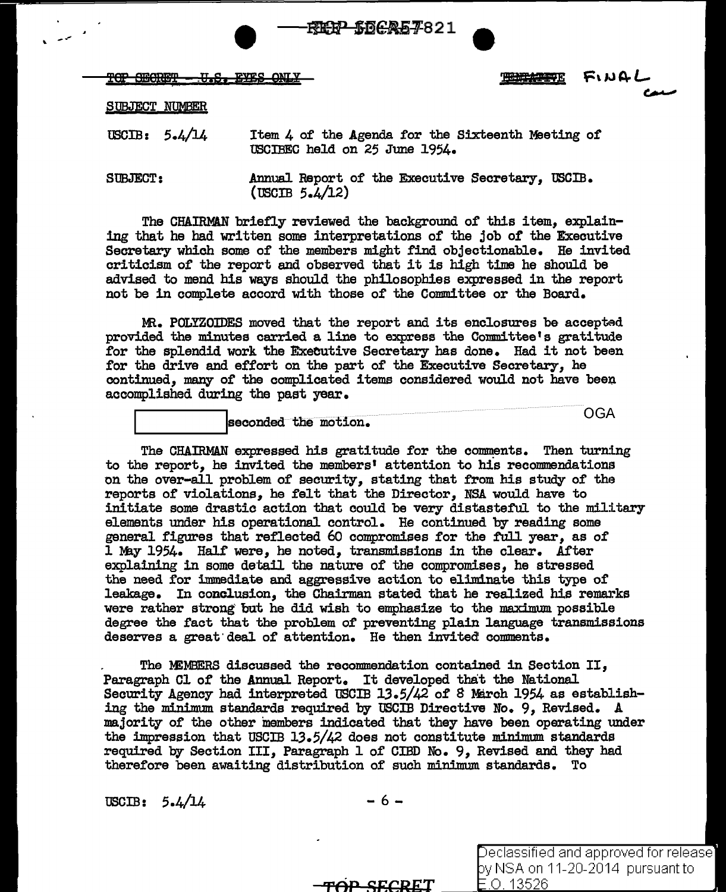REF ID:A57821

TOP SECRET - U.S. EYES ONLY

~~TENTATIVE~~ FINAL

SUBJECT NUMBER

USCIB: 5.4/14 Item 4 of the Agenda for the Sixteenth Meeting of USCIBEC held on 25 June 1954.

SUBJECT: Annual Report of the Executive Secretary, USCIB. (USCIB 5.4/12)

The CHAIRMAN briefly reviewed the background of this item, explaining that he had written some interpretations of the job of the Executive Secretary which some of the members might find objectionable. He invited criticism of the report and observed that it is high time he should be advised to mend his ways should the philosophies expressed in the report not be in complete accord with those of the Committee or the Board.

MR. POLYZOIDES moved that the report and its enclosures be accepted provided the minutes carried a line to express the Committee's gratitude for the splendid work the Executive Secretary has done. Had it not been for the drive and effort on the part of the Executive Secretary, he continued, many of the complicated items considered would not have been accomplished during the past year.

[REDACTED] seconded the motion. OGA

The CHAIRMAN expressed his gratitude for the comments. Then turning to the report, he invited the members' attention to his recommendations on the over-all problem of security, stating that from his study of the reports of violations, he felt that the Director, NSA would have to initiate some drastic action that could be very distasteful to the military elements under his operational control. He continued by reading some general figures that reflected 60 compromises for the full year, as of 1 May 1954. Half were, he noted, transmissions in the clear. After explaining in some detail the nature of the compromises, he stressed the need for immediate and aggressive action to eliminate this type of leakage. In conclusion, the Chairman stated that he realized his remarks were rather strong but he did wish to emphasize to the maximum possible degree the fact that the problem of preventing plain language transmissions deserves a great deal of attention. He then invited comments.

The MEMBERS discussed the recommendation contained in Section II, Paragraph C1 of the Annual Report. It developed that the National Security Agency had interpreted USCIB 13.5/42 of 8 March 1954 as establishing the minimum standards required by USCIB Directive No. 9, Revised. A majority of the other members indicated that they have been operating under the impression that USCIB 13.5/42 does not constitute minimum standards required by Section III, Paragraph 1 of CIBD No. 9, Revised and they had therefore been awaiting distribution of such minimum standards. To

USCIB: 5.4/14

TOP SECRET

Declassified and approved for release by NSA on 11-20-2014 pursuant to E.O. 13526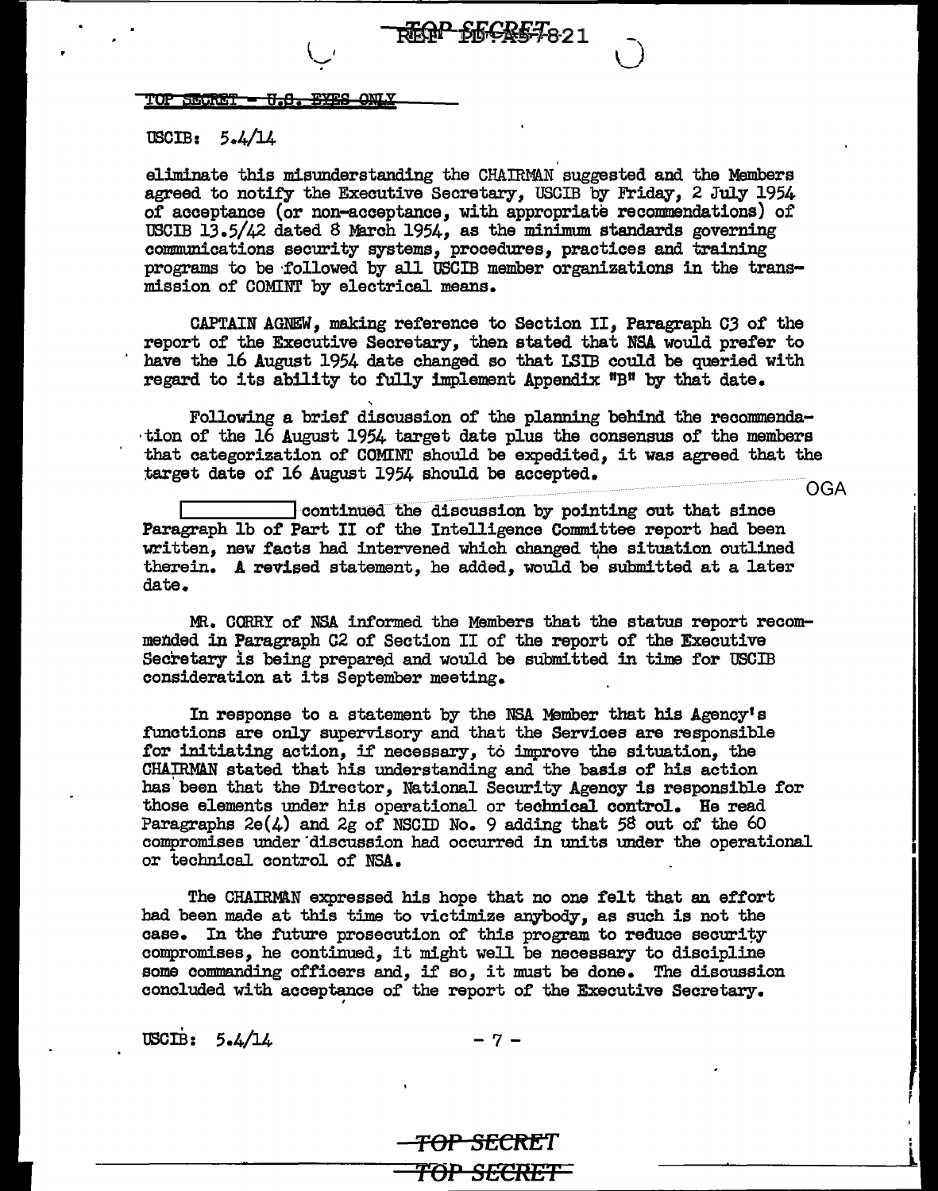TOP SECRET - U.S. EYES ONLY

USCIB: 5.4/14

eliminate this misunderstanding the CHAIRMAN suggested and the Members agreed to notify the Executive Secretary, USCIB by Friday, 2 July 1954 of acceptance (or non-acceptance, with appropriate recommendations) of USCIB 13.5/42 dated 8 March 1954, as the minimum standards governing communications security systems, procedures, practices and training programs to be followed by all USCIB member organizations in the transmission of COMINT by electrical means.

CAPTAIN AGNEW, making reference to Section II, Paragraph C3 of the report of the Executive Secretary, then stated that NSA would prefer to have the 16 August 1954 date changed so that LSIB could be queried with regard to its ability to fully implement Appendix "B" by that date.

Following a brief discussion of the planning behind the recommendation of the 16 August 1954 target date plus the consensus of the members that categorization of COMINT should be expedited, it was agreed that the target date of 16 August 1954 should be accepted.

OGA

[REDACTED] continued the discussion by pointing out that since Paragraph 1b of Part II of the Intelligence Committee report had been written, new facts had intervened which changed the situation outlined therein. A revised statement, he added, would be submitted at a later date.

MR. CORRY of NSA informed the Members that the status report recommended in Paragraph C2 of Section II of the report of the Executive Secretary is being prepared and would be submitted in time for USCIB consideration at its September meeting.

In response to a statement by the NSA Member that his Agency's functions are only supervisory and that the Services are responsible for initiating action, if necessary, to improve the situation, the CHAIRMAN stated that his understanding and the basis of his action has been that the Director, National Security Agency is responsible for those elements under his operational or technical control. He read Paragraphs 2e(4) and 2g of NSCID No. 9 adding that 58 out of the 60 compromises under discussion had occurred in units under the operational or technical control of NSA.

The CHAIRMAN expressed his hope that no one felt that an effort had been made at this time to victimize anybody, as such is not the case. In the future prosecution of this program to reduce security compromises, he continued, it might well be necessary to discipline some commanding officers and, if so, it must be done. The discussion concluded with acceptance of the report of the Executive Secretary.

USCIB: 5.4/14

TOP SECRET

TOP SECRET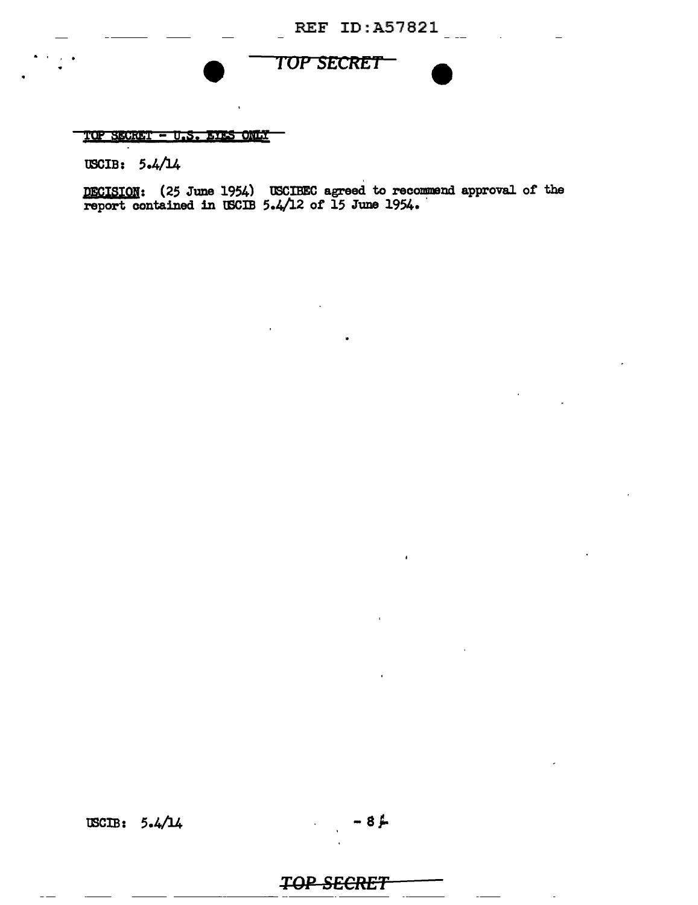TOP SECRET - U.S. EYES ONLY

USCIB: 5.4/14

**DECISION**: (25 June 1954) USCIBEC agreed to recommend approval of the report contained in USCIB 5.4/12 of 15 June 1954.

USCIB: 5.4/14